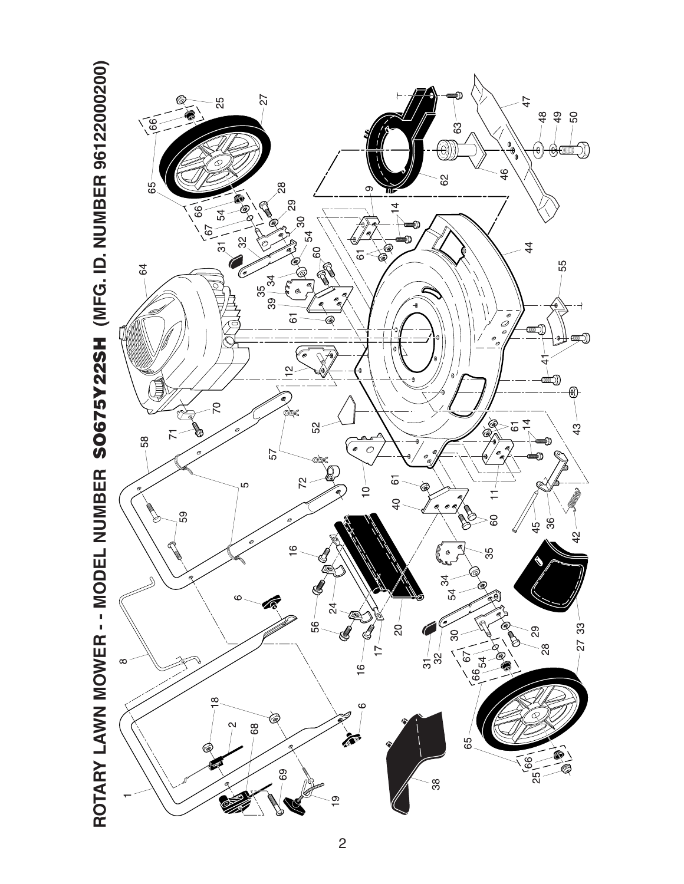# ROTARY LAWN MOWER - - MODEL NUMBER SO675Y22SH (MFG. ID. NUMBER 96122000200)

1 2 5 6 8 9 10 11 12 14 16 17 18 19 20 24 25 27 28 29 30 31 32 33 34 35 36 38 39 40 41 42 43 44 45 46 47 48 49 50 52 54 55 56 57 58 59 60 61 62 63 64 65 66 67 68 69 70 71 72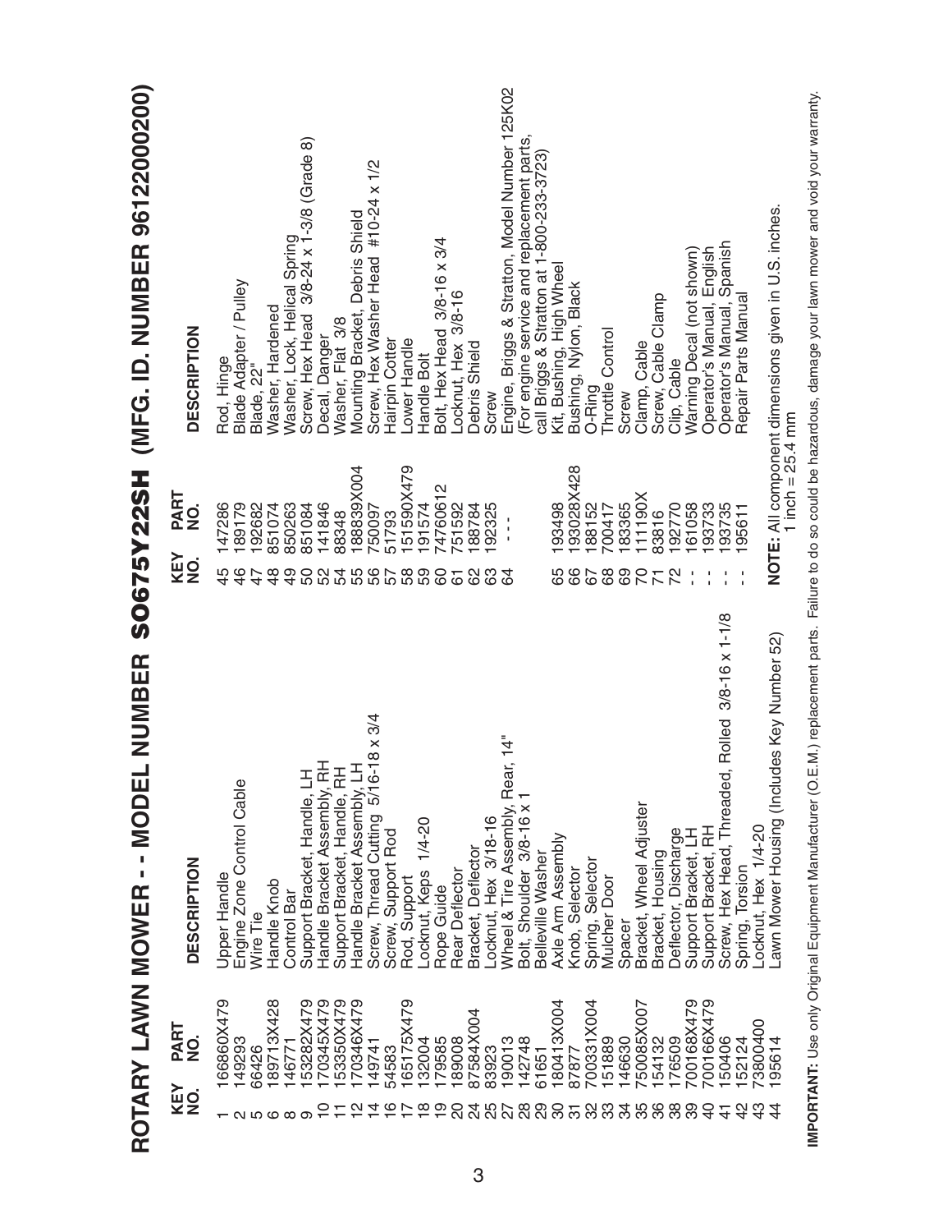# ROTARY LAWN MOWER - - MODEL NUMBER SO675Y22SH (MFG. ID. NUMBER 96122000200)

| KEY NO. | PART NO. | DESCRIPTION |
|---|---|---|
| 1 | 166860X479 | Upper Handle |
| 2 | 149293 | Engine Zone Control Cable |
| 5 | 66426 | Wire Tie |
| 6 | 189713X428 | Handle Knob |
| 8 | 146771 | Control Bar |
| 9 | 153282X479 | Support Bracket, Handle, LH |
| 10 | 170345X479 | Handle Bracket Assembly, RH |
| 11 | 153350X479 | Support Bracket, Handle, RH |
| 12 | 170346X479 | Handle Bracket Assembly, LH |
| 14 | 149741 | Screw, Thread Cutting 5/16-18 x 3/4 |
| 16 | 54583 | Screw, Support Rod |
| 17 | 165175X479 | Rod, Support |
| 18 | 132004 | Locknut, Keps 1/4-20 |
| 19 | 179585 | Rope Guide |
| 20 | 189008 | Rear Deflector |
| 24 | 87584X004 | Bracket, Deflector |
| 25 | 83923 | Locknut, Hex 3/18-16 |
| 27 | 190013 | Wheel & Tire Assembly, Rear, 14" |
| 28 | 142748 | Bolt, Shoulder 3/8-16 x 1 |
| 29 | 61651 | Belleville Washer |
| 30 | 180413X004 | Axle Arm Assembly |
| 31 | 87877 | Knob, Selector |
| 32 | 700331X004 | Spring, Selector |
| 33 | 151889 | Mulcher Door |
| 34 | 146630 | Spacer |
| 35 | 750085X007 | Bracket, Wheel Adjuster |
| 36 | 154132 | Bracket, Housing |
| 38 | 176509 | Deflector, Discharge |
| 39 | 700168X479 | Support Bracket, LH |
| 40 | 700166X479 | Support Bracket, RH |
| 41 | 150406 | Screw, Hex Head, Threaded, Rolled 3/8-16 x 1-1/8 |
| 42 | 152124 | Spring, Torsion |
| 43 | 73800400 | Locknut, Hex 1/4-20 |
| 44 | 195614 | Lawn Mower Housing (Includes Key Number 52) |
| 45 | 147286 | Rod, Hinge |
| 46 | 189179 | Blade Adapter / Pulley |
| 47 | 192682 | Blade, 22" |
| 48 | 851074 | Washer, Hardened |
| 49 | 850263 | Washer, Lock, Helical Spring |
| 50 | 851084 | Screw, Hex Head 3/8-24 x 1-3/8 (Grade 8) |
| 52 | 141846 | Decal, Danger |
| 54 | 88348 | Washer, Flat 3/8 |
| 55 | 188839X004 | Mounting Bracket, Debris Shield |
| 56 | 750097 | Screw, Hex Washer Head #10-24 x 1/2 |
| 57 | 51793 | Hairpin Cotter |
| 58 | 151590X479 | Lower Handle |
| 59 | 191574 | Handle Bolt |
| 60 | 74760612 | Bolt, Hex Head 3/8-16 x 3/4 |
| 61 | 751592 | Locknut, Hex 3/8-16 |
| 62 | 188784 | Debris Shield |
| 63 | 192325 | Screw |
| 64 | - - - | Engine, Briggs & Stratton, Model Number 125K02 (For engine service and replacement parts, call Briggs & Stratton at 1-800-233-3723) |
| 65 | 193498 | Kit, Bushing, High Wheel |
| 66 | 193028X428 | Bushing, Nylon, Black |
| 67 | 188152 | O-Ring |
| 68 | 700417 | Throttle Control |
| 69 | 183365 | Screw |
| 70 | 111190X | Clamp, Cable |
| 71 | 83816 | Screw, Cable Clamp |
| 72 | 192770 | Clip, Cable |
| - - | 161058 | Warning Decal (not shown) |
| - - | 193733 | Operator's Manual, English |
| - - | 193735 | Operator's Manual, Spanish |
| - - | 195611 | Repair Parts Manual |

**NOTE:** All component dimensions given in U.S. inches.
1 inch = 25.4 mm

**IMPORTANT:** Use only Original Equipment Manufacturer (O.E.M.) replacement parts. Failure to do so could be hazardous, damage your lawn mower and void your warranty.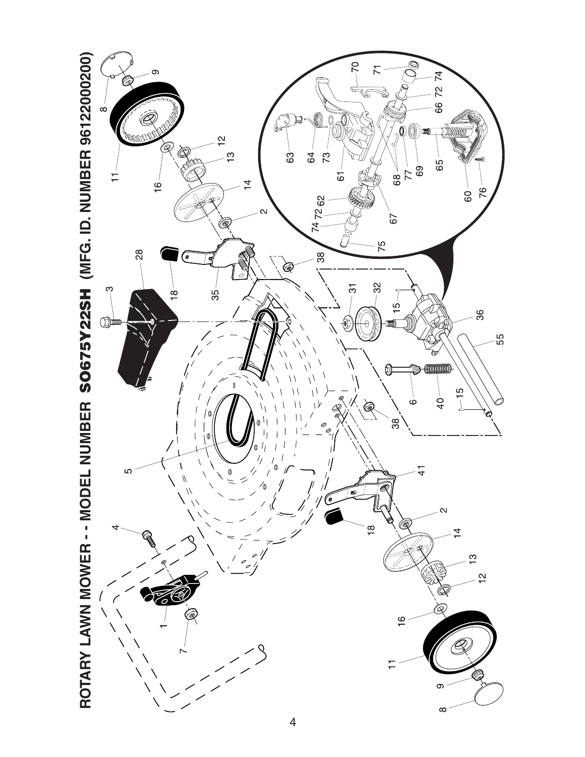# ROTARY LAWN MOWER - - MODEL NUMBER SO675Y22SH (MFG. ID. NUMBER 96122000200)

11 8 9 16 12 13 14 2 18 35 28 3 4 1 7 5 41 2 14 13 12 16 11 9 8 18 38 38 31 32 15 36 6 40 15 55 63 64 73 61 62 72 74 75 67 68 77 69 65 60 76 70 71 74 72 66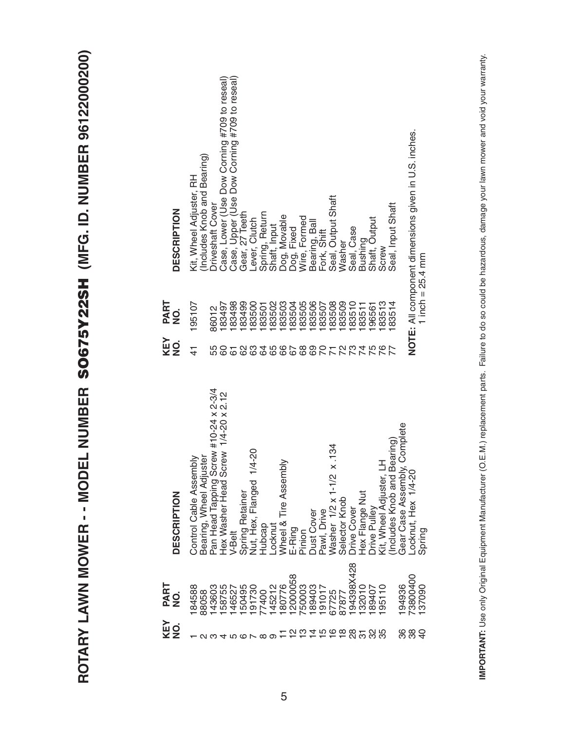# ROTARY LAWN MOWER - - MODEL NUMBER SO675Y22SH (MFG. ID. NUMBER 96122000200)

| KEY NO. | PART NO. | DESCRIPTION |
|---|---|---|
| 1 | 184588 | Control Cable Assembly |
| 2 | 88058 | Bearing, Wheel Adjuster |
| 3 | 143603 | Pan Head Tapping Screw #10-24 x 2-3/4 |
| 4 | 158755 | Hex Washer Head Screw 1/4-20 x 2.12 |
| 5 | 146527 | V-Belt |
| 6 | 150495 | Spring Retainer |
| 7 | 191730 | Nut, Hex, Flanged 1/4-20 |
| 8 | 77400 | Hubcap |
| 9 | 145212 | Locknut |
| 11 | 180776 | Wheel & Tire Assembly |
| 12 | 12000058 | E-Ring |
| 13 | 750003 | Pinion |
| 14 | 189403 | Dust Cover |
| 15 | 191017 | Pawl, Drive |
| 16 | 67725 | Washer 1/2 x 1-1/2 x .134 |
| 18 | 87877 | Selector Knob |
| 28 | 194398X428 | Drive Cover |
| 31 | 132010 | Hex Flange Nut |
| 32 | 189407 | Drive Pulley |
| 35 | 195110 | Kit, Wheel Adjuster, LH (Includes Knob and Bearing) |
| 36 | 194936 | Gear Case Assembly, Complete |
| 38 | 73800400 | Locknut, Hex 1/4-20 |
| 40 | 137090 | Spring |
| 41 | 195107 | Kit, Wheel Adjuster, RH (Includes Knob and Bearing) |
| 55 | 86012 | Driveshaft Cover |
| 60 | 183497 | Case, Lower (Use Dow Corning #709 to reseal) |
| 61 | 183498 | Case, Upper (Use Dow Corning #709 to reseal) |
| 62 | 183499 | Gear, 27 Teeth |
| 63 | 183500 | Lever, Clutch |
| 64 | 183501 | Spring, Return |
| 65 | 183502 | Shaft, Input |
| 66 | 183503 | Dog, Movable |
| 67 | 183504 | Dog, Fixed |
| 68 | 183505 | Wire, Formed |
| 69 | 183506 | Bearing, Ball |
| 70 | 183507 | Fork, Shift |
| 71 | 183508 | Seal, Output Shaft |
| 72 | 183509 | Washer |
| 73 | 183510 | Seal, Case |
| 74 | 183511 | Bushing |
| 75 | 196561 | Shaft, Output |
| 76 | 183513 | Screw |
| 77 | 183514 | Seal, Input Shaft |

**NOTE:** All component dimensions given in U.S. inches.
1 inch = 25.4 mm

**IMPORTANT:** Use only Original Equipment Manufacturer (O.E.M.) replacement parts. Failure to do so could be hazardous, damage your lawn mower and void your warranty.